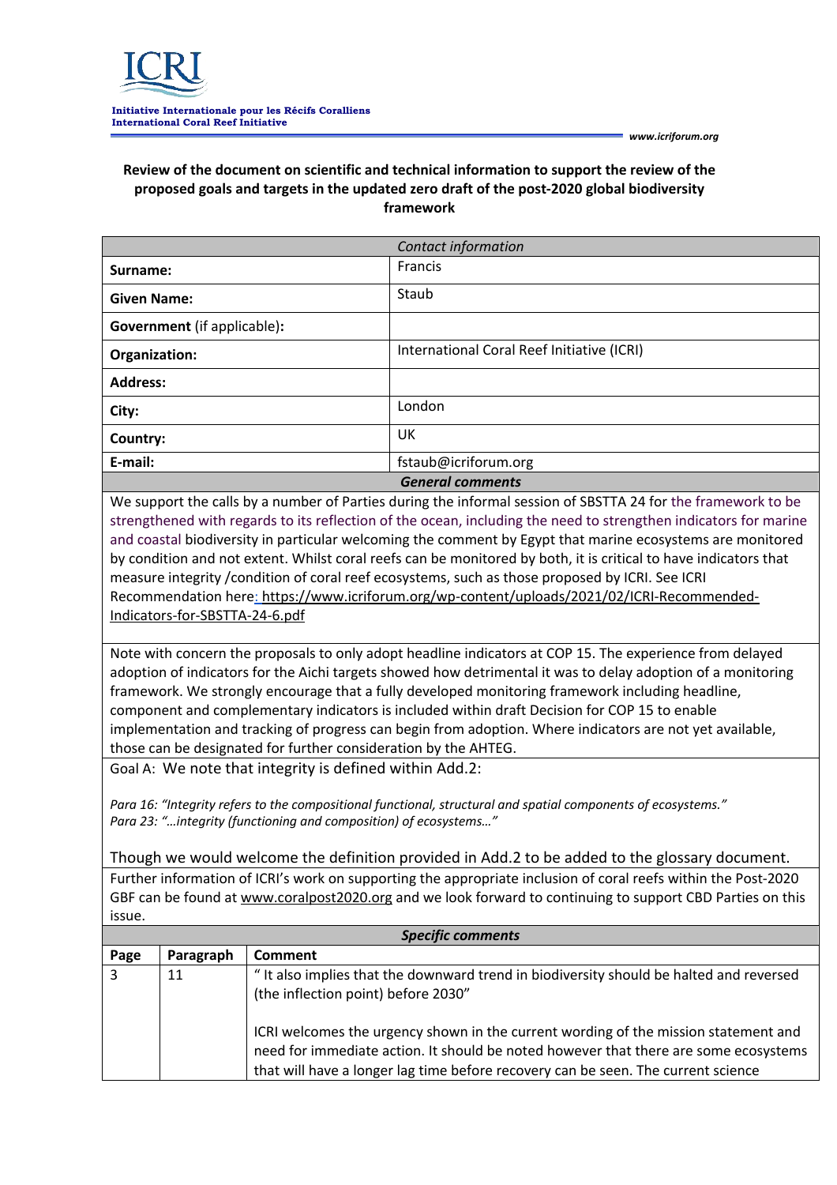**Initiative Internationale pour les Récifs Coralliens**
**International Coral Reef Initiative**

www.icriforum.org

**Review of the document on scientific and technical information to support the review of the proposed goals and targets in the updated zero draft of the post-2020 global biodiversity framework**

| *Contact information* | |
|---|---|
| **Surname:** | Francis |
| **Given Name:** | Staub |
| **Government** (if applicable)**:** | |
| **Organization:** | International Coral Reef Initiative (ICRI) |
| **Address:** | |
| **City:** | London |
| **Country:** | UK |
| **E-mail:** | fstaub@icriforum.org |

***General comments***

We support the calls by a number of Parties during the informal session of SBSTTA 24 for the framework to be strengthened with regards to its reflection of the ocean, including the need to strengthen indicators for marine and coastal biodiversity in particular welcoming the comment by Egypt that marine ecosystems are monitored by condition and not extent. Whilst coral reefs can be monitored by both, it is critical to have indicators that measure integrity /condition of coral reef ecosystems, such as those proposed by ICRI. See ICRI Recommendation here: https://www.icriforum.org/wp-content/uploads/2021/02/ICRI-Recommended-Indicators-for-SBSTTA-24-6.pdf

Note with concern the proposals to only adopt headline indicators at COP 15. The experience from delayed adoption of indicators for the Aichi targets showed how detrimental it was to delay adoption of a monitoring framework. We strongly encourage that a fully developed monitoring framework including headline, component and complementary indicators is included within draft Decision for COP 15 to enable implementation and tracking of progress can begin from adoption. Where indicators are not yet available, those can be designated for further consideration by the AHTEG.

Goal A: We note that integrity is defined within Add.2:

*Para 16: "Integrity refers to the compositional functional, structural and spatial components of ecosystems."*
*Para 23: "…integrity (functioning and composition) of ecosystems…"*

Though we would welcome the definition provided in Add.2 to be added to the glossary document.

Further information of ICRI's work on supporting the appropriate inclusion of coral reefs within the Post-2020 GBF can be found at www.coralpost2020.org and we look forward to continuing to support CBD Parties on this issue.

***Specific comments***

| Page | Paragraph | Comment |
|---|---|---|
| 3 | 11 | " It also implies that the downward trend in biodiversity should be halted and reversed (the inflection point) before 2030"<br><br>ICRI welcomes the urgency shown in the current wording of the mission statement and need for immediate action. It should be noted however that there are some ecosystems that will have a longer lag time before recovery can be seen. The current science |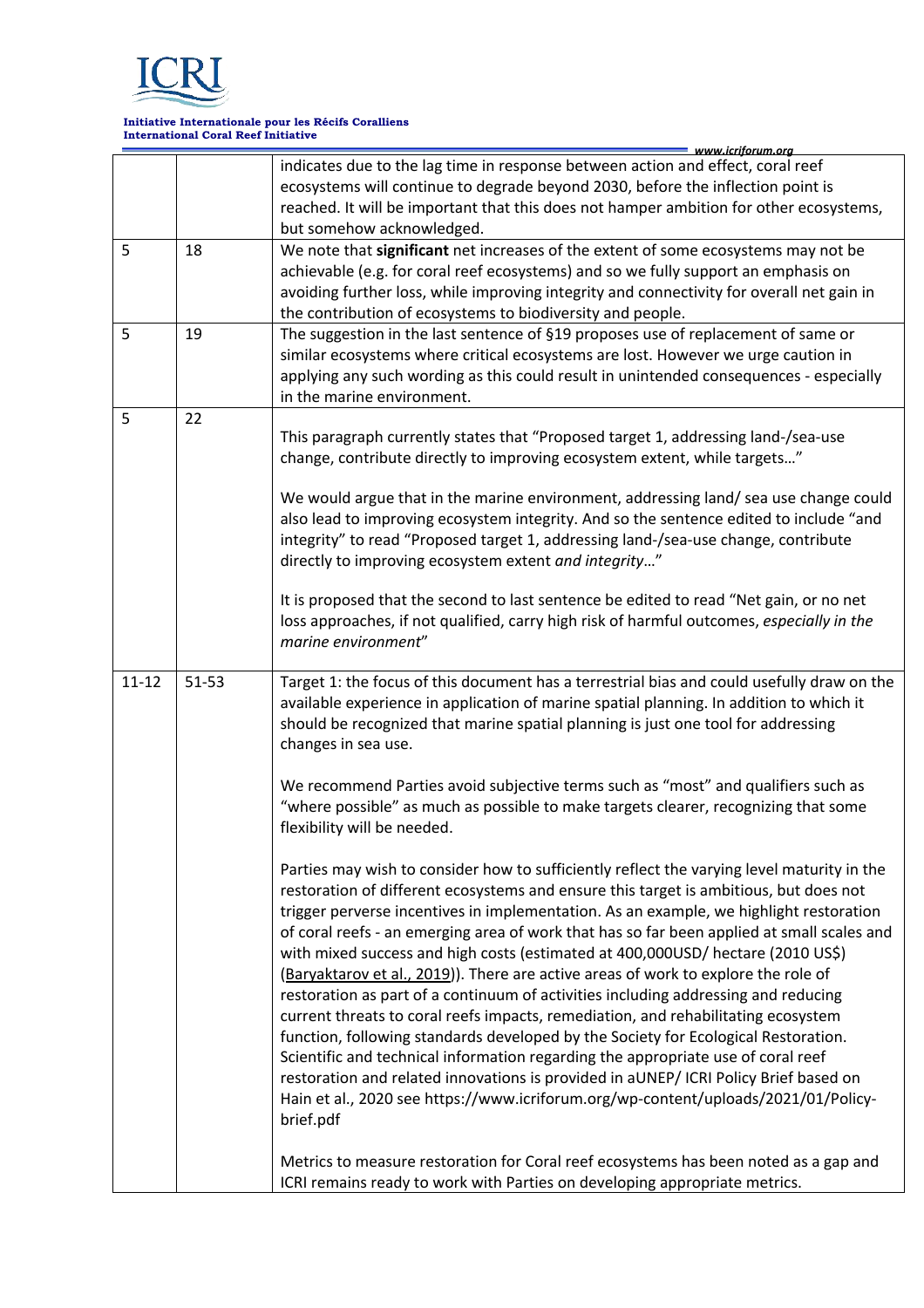| | | |
|---|---|---|
| | | indicates due to the lag time in response between action and effect, coral reef ecosystems will continue to degrade beyond 2030, before the inflection point is reached. It will be important that this does not hamper ambition for other ecosystems, but somehow acknowledged. |
| 5 | 18 | We note that **significant** net increases of the extent of some ecosystems may not be achievable (e.g. for coral reef ecosystems) and so we fully support an emphasis on avoiding further loss, while improving integrity and connectivity for overall net gain in the contribution of ecosystems to biodiversity and people. |
| 5 | 19 | The suggestion in the last sentence of §19 proposes use of replacement of same or similar ecosystems where critical ecosystems are lost. However we urge caution in applying any such wording as this could result in unintended consequences - especially in the marine environment. |
| 5 | 22 | This paragraph currently states that "Proposed target 1, addressing land-/sea-use change, contribute directly to improving ecosystem extent, while targets…"<br><br>We would argue that in the marine environment, addressing land/ sea use change could also lead to improving ecosystem integrity. And so the sentence edited to include "and integrity" to read "Proposed target 1, addressing land-/sea-use change, contribute directly to improving ecosystem extent *and integrity*…"<br><br>It is proposed that the second to last sentence be edited to read "Net gain, or no net loss approaches, if not qualified, carry high risk of harmful outcomes, *especially in the marine environment*" |
| 11-12 | 51-53 | Target 1: the focus of this document has a terrestrial bias and could usefully draw on the available experience in application of marine spatial planning. In addition to which it should be recognized that marine spatial planning is just one tool for addressing changes in sea use.<br><br>We recommend Parties avoid subjective terms such as "most" and qualifiers such as "where possible" as much as possible to make targets clearer, recognizing that some flexibility will be needed.<br><br>Parties may wish to consider how to sufficiently reflect the varying level maturity in the restoration of different ecosystems and ensure this target is ambitious, but does not trigger perverse incentives in implementation. As an example, we highlight restoration of coral reefs - an emerging area of work that has so far been applied at small scales and with mixed success and high costs (estimated at 400,000USD/ hectare (2010 US$) (Baryaktarov et al., 2019)). There are active areas of work to explore the role of restoration as part of a continuum of activities including addressing and reducing current threats to coral reefs impacts, remediation, and rehabilitating ecosystem function, following standards developed by the Society for Ecological Restoration. Scientific and technical information regarding the appropriate use of coral reef restoration and related innovations is provided in aUNEP/ ICRI Policy Brief based on Hain et al., 2020 see https://www.icriforum.org/wp-content/uploads/2021/01/Policy-brief.pdf<br><br>Metrics to measure restoration for Coral reef ecosystems has been noted as a gap and ICRI remains ready to work with Parties on developing appropriate metrics. |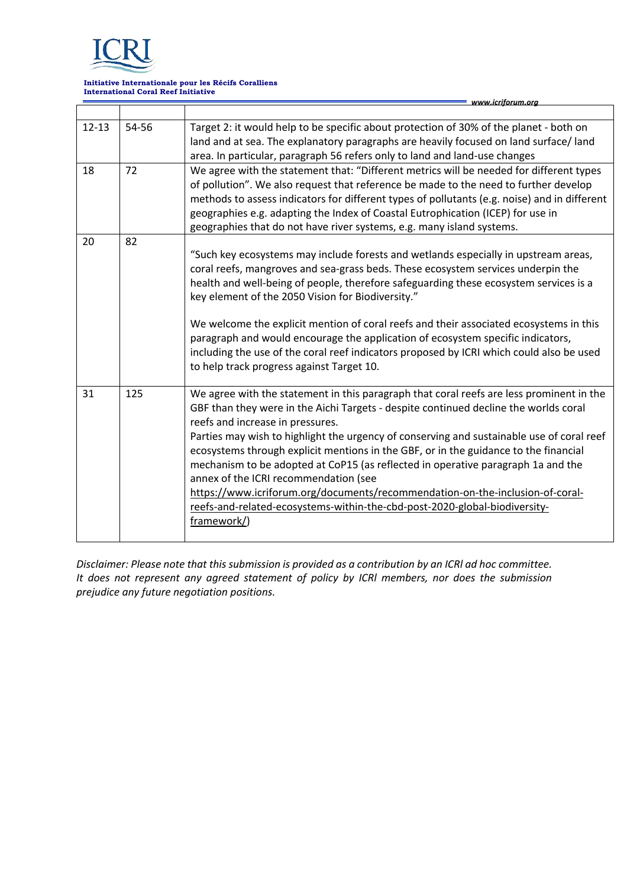| | | |
|---|---|---|
| 12-13 | 54-56 | Target 2: it would help to be specific about protection of 30% of the planet - both on land and at sea. The explanatory paragraphs are heavily focused on land surface/ land area. In particular, paragraph 56 refers only to land and land-use changes |
| 18 | 72 | We agree with the statement that: "Different metrics will be needed for different types of pollution". We also request that reference be made to the need to further develop methods to assess indicators for different types of pollutants (e.g. noise) and in different geographies e.g. adapting the Index of Coastal Eutrophication (ICEP) for use in geographies that do not have river systems, e.g. many island systems. |
| 20 | 82 | "Such key ecosystems may include forests and wetlands especially in upstream areas, coral reefs, mangroves and sea-grass beds. These ecosystem services underpin the health and well-being of people, therefore safeguarding these ecosystem services is a key element of the 2050 Vision for Biodiversity."<br><br>We welcome the explicit mention of coral reefs and their associated ecosystems in this paragraph and would encourage the application of ecosystem specific indicators, including the use of the coral reef indicators proposed by ICRI which could also be used to help track progress against Target 10. |
| 31 | 125 | We agree with the statement in this paragraph that coral reefs are less prominent in the GBF than they were in the Aichi Targets - despite continued decline the worlds coral reefs and increase in pressures.<br>Parties may wish to highlight the urgency of conserving and sustainable use of coral reef ecosystems through explicit mentions in the GBF, or in the guidance to the financial mechanism to be adopted at CoP15 (as reflected in operative paragraph 1a and the annex of the ICRI recommendation (see https://www.icriforum.org/documents/recommendation-on-the-inclusion-of-coral-reefs-and-related-ecosystems-within-the-cbd-post-2020-global-biodiversity-framework/) |

*Disclaimer: Please note that this submission is provided as a contribution by an ICRI ad hoc committee. It does not represent any agreed statement of policy by ICRI members, nor does the submission prejudice any future negotiation positions.*